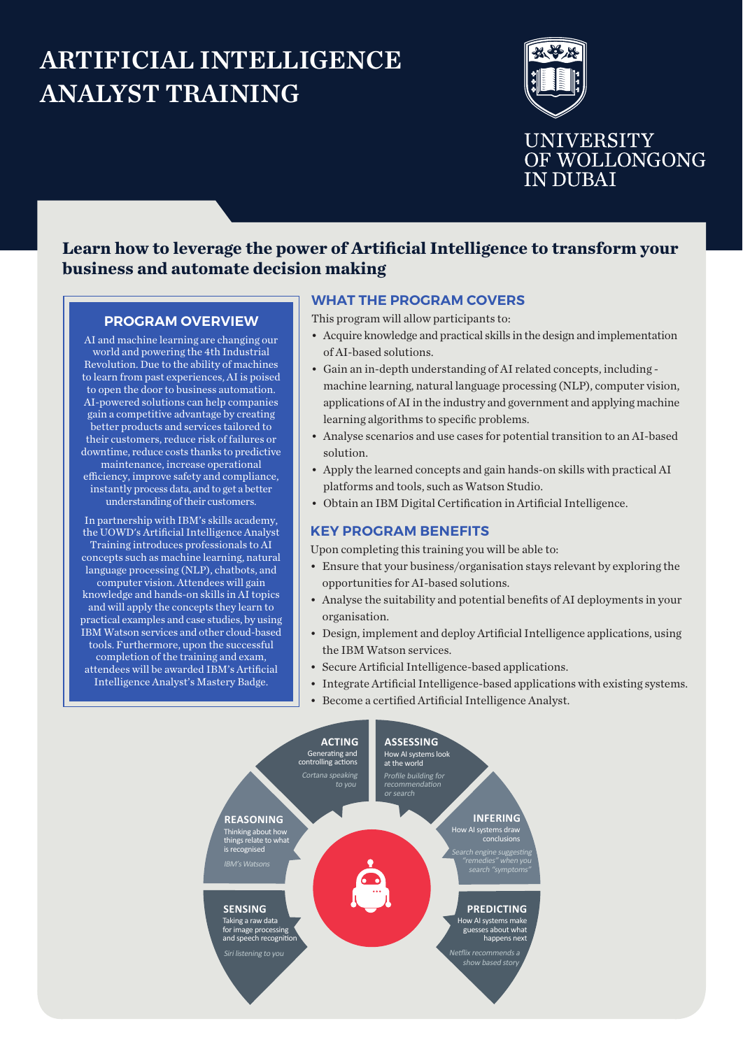# ARTIFICIAL INTELLIGENCE ANALYST TRAINING

UNIVERSITY OF WOLLONGONG IN DUBAI

## Learn how to leverage the power of Artificial Intelligence to transform your business and automate decision making

### PROGRAM OVERVIEW

AI and machine learning are changing our world and powering the 4th Industrial Revolution. Due to the ability of machines to learn from past experiences, AI is poised to open the door to business automation. AI-powered solutions can help companies gain a competitive advantage by creating better products and services tailored to their customers, reduce risk of failures or downtime, reduce costs thanks to predictive maintenance, increase operational efficiency, improve safety and compliance, instantly process data, and to get a better understanding of their customers.

In partnership with IBM's skills academy, the UOWD's Artificial Intelligence Analyst Training introduces professionals to AI concepts such as machine learning, natural language processing (NLP), chatbots, and computer vision. Attendees will gain knowledge and hands-on skills in AI topics and will apply the concepts they learn to practical examples and case studies, by using IBM Watson services and other cloud-based tools. Furthermore, upon the successful completion of the training and exam, attendees will be awarded IBM's Artificial Intelligence Analyst's Mastery Badge.

### WHAT THE PROGRAM COVERS

This program will allow participants to:

- Acquire knowledge and practical skills in the design and implementation of AI-based solutions.
- Gain an in-depth understanding of AI related concepts, including - machine learning, natural language processing (NLP), computer vision, applications of AI in the industry and government and applying machine learning algorithms to specific problems.
- Analyse scenarios and use cases for potential transition to an AI-based solution.
- Apply the learned concepts and gain hands-on skills with practical AI platforms and tools, such as Watson Studio.
- Obtain an IBM Digital Certification in Artificial Intelligence.

### KEY PROGRAM BENEFITS

Upon completing this training you will be able to:

- Ensure that your business/organisation stays relevant by exploring the opportunities for AI-based solutions.
- Analyse the suitability and potential benefits of AI deployments in your organisation.
- Design, implement and deploy Artificial Intelligence applications, using the IBM Watson services.
- Secure Artificial Intelligence-based applications.
- Integrate Artificial Intelligence-based applications with existing systems.
- Become a certified Artificial Intelligence Analyst.

**ACTING**
Generating and controlling actions
*Cortana speaking to you*

**ASSESSING**
How AI systems look at the world
*Profile building for recommendation or search*

**REASONING**
Thinking about how things relate to what is recognised
*IBM's Watsons*

**INFERING**
How AI systems draw conclusions
*Search engine suggesting "remedies" when you search "symptoms"*

**SENSING**
Taking a raw data for image processing and speech recognition
*Siri listening to you*

**PREDICTING**
How AI systems make guesses about what happens next
*Netflix recommends a show based story*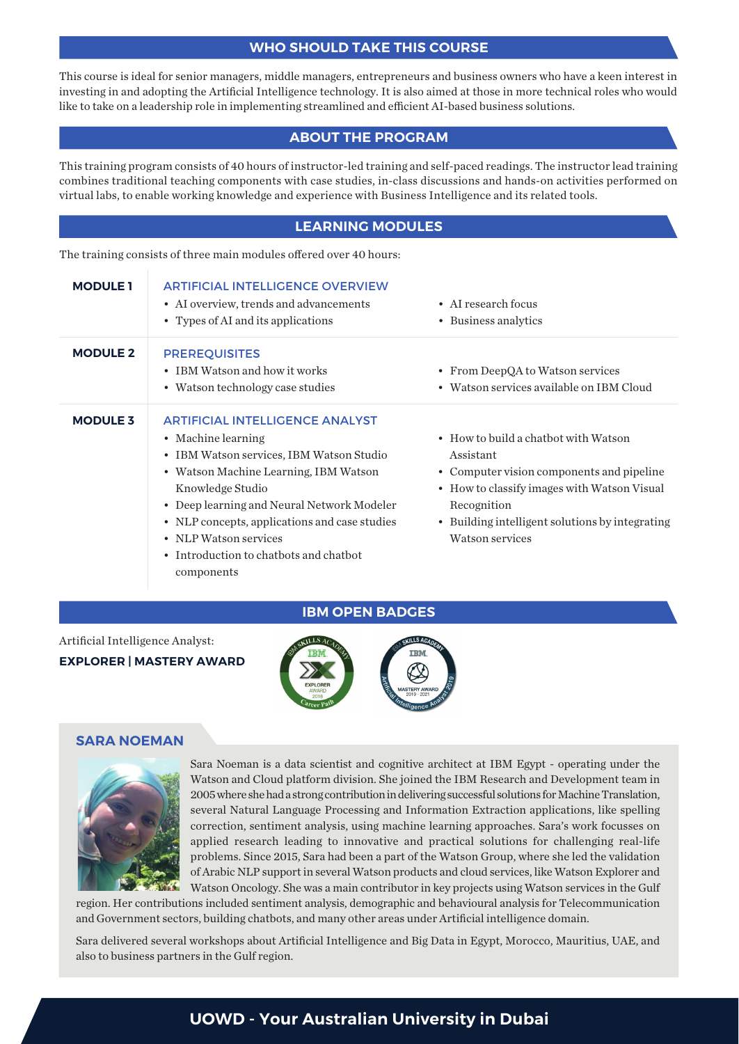## WHO SHOULD TAKE THIS COURSE

This course is ideal for senior managers, middle managers, entrepreneurs and business owners who have a keen interest in investing in and adopting the Artificial Intelligence technology. It is also aimed at those in more technical roles who would like to take on a leadership role in implementing streamlined and efficient AI-based business solutions.

## ABOUT THE PROGRAM

This training program consists of 40 hours of instructor-led training and self-paced readings. The instructor lead training combines traditional teaching components with case studies, in-class discussions and hands-on activities performed on virtual labs, to enable working knowledge and experience with Business Intelligence and its related tools.

## LEARNING MODULES

The training consists of three main modules offered over 40 hours:

**MODULE 1**

### ARTIFICIAL INTELLIGENCE OVERVIEW

- AI overview, trends and advancements
- Types of AI and its applications
- AI research focus
- Business analytics

**MODULE 2**

### PREREQUISITES

- IBM Watson and how it works
- Watson technology case studies
- From DeepQA to Watson services
- Watson services available on IBM Cloud

**MODULE 3**

### ARTIFICIAL INTELLIGENCE ANALYST

- Machine learning
- IBM Watson services, IBM Watson Studio
- Watson Machine Learning, IBM Watson Knowledge Studio
- Deep learning and Neural Network Modeler
- NLP concepts, applications and case studies
- NLP Watson services
- Introduction to chatbots and chatbot components
- How to build a chatbot with Watson Assistant
- Computer vision components and pipeline
- How to classify images with Watson Visual Recognition
- Building intelligent solutions by integrating Watson services

## IBM OPEN BADGES

Artificial Intelligence Analyst:

**EXPLORER | MASTERY AWARD**

## SARA NOEMAN

Sara Noeman is a data scientist and cognitive architect at IBM Egypt - operating under the Watson and Cloud platform division. She joined the IBM Research and Development team in 2005 where she had a strong contribution in delivering successful solutions for Machine Translation, several Natural Language Processing and Information Extraction applications, like spelling correction, sentiment analysis, using machine learning approaches. Sara's work focusses on applied research leading to innovative and practical solutions for challenging real-life problems. Since 2015, Sara had been a part of the Watson Group, where she led the validation of Arabic NLP support in several Watson products and cloud services, like Watson Explorer and Watson Oncology. She was a main contributor in key projects using Watson services in the Gulf region. Her contributions included sentiment analysis, demographic and behavioural analysis for Telecommunication and Government sectors, building chatbots, and many other areas under Artificial intelligence domain.

Sara delivered several workshops about Artificial Intelligence and Big Data in Egypt, Morocco, Mauritius, UAE, and also to business partners in the Gulf region.

**UOWD - Your Australian University in Dubai**